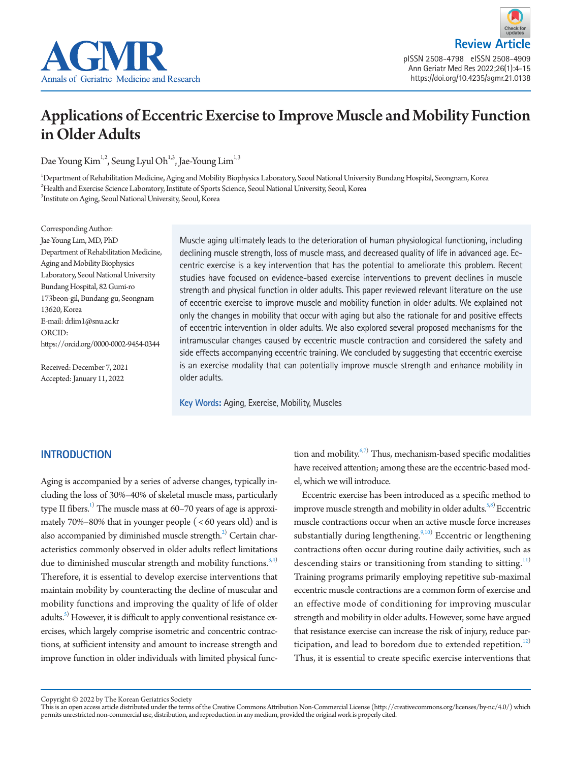Review Article

# Applications of Eccentric Exercise to Improve Muscle and Mobility Function in Older Adults

Dae Young Kim[1,2], Seung Lyul Oh[1,3], Jae-Young Lim[1,3]

[1]Department of Rehabilitation Medicine, Aging and Mobility Biophysics Laboratory, Seoul National University Bundang Hospital, Seongnam, Korea
[2]Health and Exercise Science Laboratory, Institute of Sports Science, Seoul National University, Seoul, Korea
[3]Institute on Aging, Seoul National University, Seoul, Korea

Corresponding Author:
Jae-Young Lim, MD, PhD
Department of Rehabilitation Medicine, Aging and Mobility Biophysics Laboratory, Seoul National University Bundang Hospital, 82 Gumi-ro 173beon-gil, Bundang-gu, Seongnam 13620, Korea
E-mail: drlim1@snu.ac.kr
ORCID: https://orcid.org/0000-0002-9454-0344

Received: December 7, 2021
Accepted: January 11, 2022

Muscle aging ultimately leads to the deterioration of human physiological functioning, including declining muscle strength, loss of muscle mass, and decreased quality of life in advanced age. Eccentric exercise is a key intervention that has the potential to ameliorate this problem. Recent studies have focused on evidence-based exercise interventions to prevent declines in muscle strength and physical function in older adults. This paper reviewed relevant literature on the use of eccentric exercise to improve muscle and mobility function in older adults. We explained not only the changes in mobility that occur with aging but also the rationale for and positive effects of eccentric intervention in older adults. We also explored several proposed mechanisms for the intramuscular changes caused by eccentric muscle contraction and considered the safety and side effects accompanying eccentric training. We concluded by suggesting that eccentric exercise is an exercise modality that can potentially improve muscle strength and enhance mobility in older adults.

**Key Words:** Aging, Exercise, Mobility, Muscles

## INTRODUCTION

Aging is accompanied by a series of adverse changes, typically including the loss of 30%–40% of skeletal muscle mass, particularly type II fibers.[1] The muscle mass at 60–70 years of age is approximately 70%–80% that in younger people ( < 60 years old) and is also accompanied by diminished muscle strength.[2] Certain characteristics commonly observed in older adults reflect limitations due to diminished muscular strength and mobility functions.[3,4] Therefore, it is essential to develop exercise interventions that maintain mobility by counteracting the decline of muscular and mobility functions and improving the quality of life of older adults.[5] However, it is difficult to apply conventional resistance exercises, which largely comprise isometric and concentric contractions, at sufficient intensity and amount to increase strength and improve function in older individuals with limited physical function and mobility.[6,7] Thus, mechanism-based specific modalities have received attention; among these are the eccentric-based model, which we will introduce.

Eccentric exercise has been introduced as a specific method to improve muscle strength and mobility in older adults.[5,8] Eccentric muscle contractions occur when an active muscle force increases substantially during lengthening.[9,10] Eccentric or lengthening contractions often occur during routine daily activities, such as descending stairs or transitioning from standing to sitting.[11] Training programs primarily employing repetitive sub-maximal eccentric muscle contractions are a common form of exercise and an effective mode of conditioning for improving muscular strength and mobility in older adults. However, some have argued that resistance exercise can increase the risk of injury, reduce participation, and lead to boredom due to extended repetition.[12] Thus, it is essential to create specific exercise interventions that

Copyright © 2022 by The Korean Geriatrics Society
This is an open access article distributed under the terms of the Creative Commons Attribution Non-Commercial License (http://creativecommons.org/licenses/by-nc/4.0/) which permits unrestricted non-commercial use, distribution, and reproduction in any medium, provided the original work is properly cited.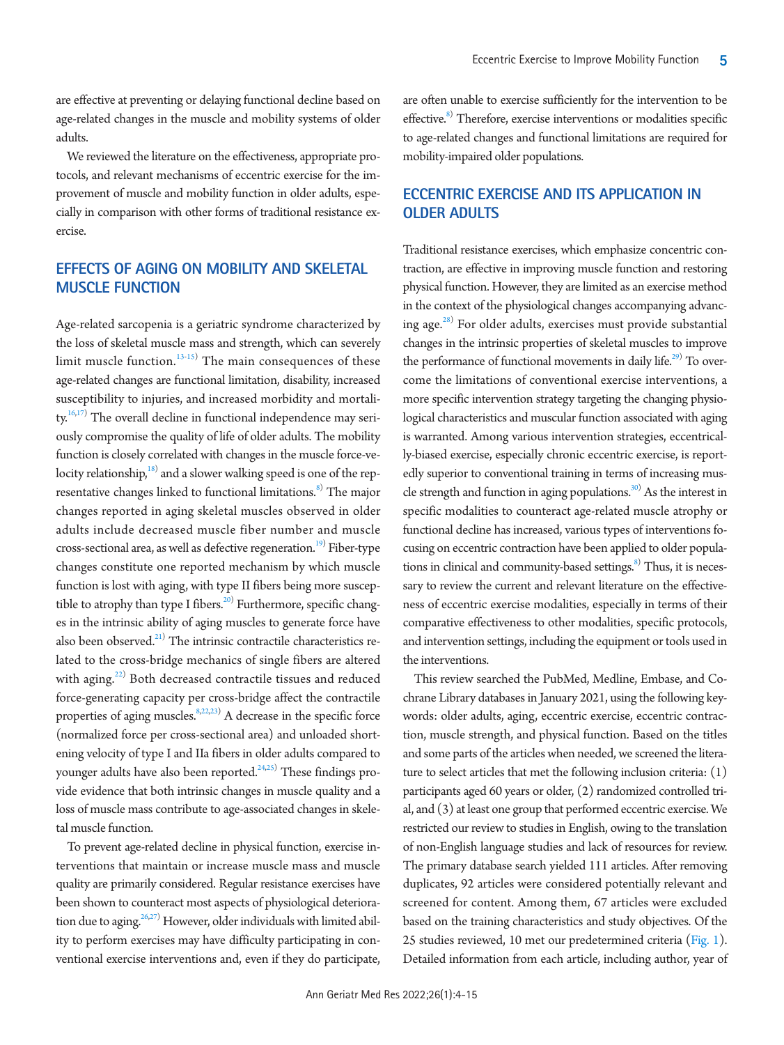are effective at preventing or delaying functional decline based on age-related changes in the muscle and mobility systems of older adults.

We reviewed the literature on the effectiveness, appropriate protocols, and relevant mechanisms of eccentric exercise for the improvement of muscle and mobility function in older adults, especially in comparison with other forms of traditional resistance exercise.

## EFFECTS OF AGING ON MOBILITY AND SKELETAL MUSCLE FUNCTION

Age-related sarcopenia is a geriatric syndrome characterized by the loss of skeletal muscle mass and strength, which can severely limit muscle function.[13-15] The main consequences of these age-related changes are functional limitation, disability, increased susceptibility to injuries, and increased morbidity and mortality.[16,17] The overall decline in functional independence may seriously compromise the quality of life of older adults. The mobility function is closely correlated with changes in the muscle force-velocity relationship,[18] and a slower walking speed is one of the representative changes linked to functional limitations.[8] The major changes reported in aging skeletal muscles observed in older adults include decreased muscle fiber number and muscle cross-sectional area, as well as defective regeneration.[19] Fiber-type changes constitute one reported mechanism by which muscle function is lost with aging, with type II fibers being more susceptible to atrophy than type I fibers.[20] Furthermore, specific changes in the intrinsic ability of aging muscles to generate force have also been observed.[21] The intrinsic contractile characteristics related to the cross-bridge mechanics of single fibers are altered with aging.[22] Both decreased contractile tissues and reduced force-generating capacity per cross-bridge affect the contractile properties of aging muscles.[8,22,23] A decrease in the specific force (normalized force per cross-sectional area) and unloaded shortening velocity of type I and IIa fibers in older adults compared to younger adults have also been reported.[24,25] These findings provide evidence that both intrinsic changes in muscle quality and a loss of muscle mass contribute to age-associated changes in skeletal muscle function.

To prevent age-related decline in physical function, exercise interventions that maintain or increase muscle mass and muscle quality are primarily considered. Regular resistance exercises have been shown to counteract most aspects of physiological deterioration due to aging.[26,27] However, older individuals with limited ability to perform exercises may have difficulty participating in conventional exercise interventions and, even if they do participate, are often unable to exercise sufficiently for the intervention to be effective.[8] Therefore, exercise interventions or modalities specific to age-related changes and functional limitations are required for mobility-impaired older populations.

## ECCENTRIC EXERCISE AND ITS APPLICATION IN OLDER ADULTS

Traditional resistance exercises, which emphasize concentric contraction, are effective in improving muscle function and restoring physical function. However, they are limited as an exercise method in the context of the physiological changes accompanying advancing age.[28] For older adults, exercises must provide substantial changes in the intrinsic properties of skeletal muscles to improve the performance of functional movements in daily life.[29] To overcome the limitations of conventional exercise interventions, a more specific intervention strategy targeting the changing physiological characteristics and muscular function associated with aging is warranted. Among various intervention strategies, eccentrically-biased exercise, especially chronic eccentric exercise, is reportedly superior to conventional training in terms of increasing muscle strength and function in aging populations.[30] As the interest in specific modalities to counteract age-related muscle atrophy or functional decline has increased, various types of interventions focusing on eccentric contraction have been applied to older populations in clinical and community-based settings.[8] Thus, it is necessary to review the current and relevant literature on the effectiveness of eccentric exercise modalities, especially in terms of their comparative effectiveness to other modalities, specific protocols, and intervention settings, including the equipment or tools used in the interventions.

This review searched the PubMed, Medline, Embase, and Cochrane Library databases in January 2021, using the following keywords: older adults, aging, eccentric exercise, eccentric contraction, muscle strength, and physical function. Based on the titles and some parts of the articles when needed, we screened the literature to select articles that met the following inclusion criteria: (1) participants aged 60 years or older, (2) randomized controlled trial, and (3) at least one group that performed eccentric exercise. We restricted our review to studies in English, owing to the translation of non-English language studies and lack of resources for review. The primary database search yielded 111 articles. After removing duplicates, 92 articles were considered potentially relevant and screened for content. Among them, 67 articles were excluded based on the training characteristics and study objectives. Of the 25 studies reviewed, 10 met our predetermined criteria (Fig. 1). Detailed information from each article, including author, year of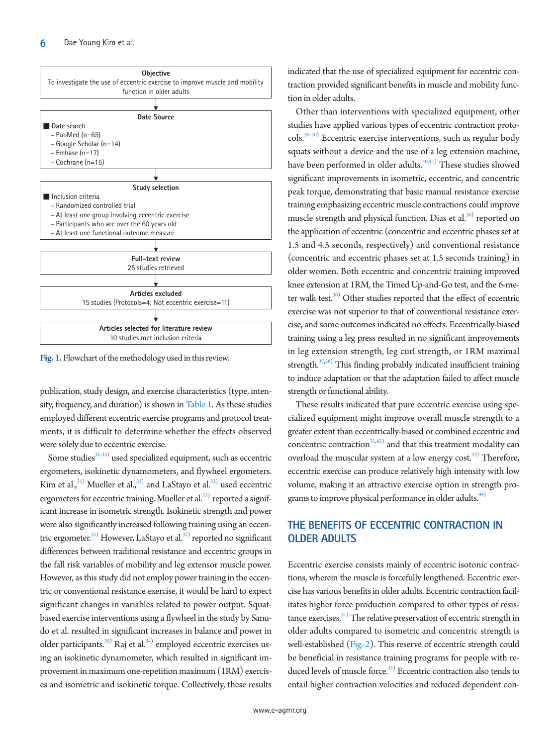**Objective**
To investigate the use of eccentric exercise to improve muscle and mobility function in older adults

**Date Source**
- Date search
  - PubMed (n=65)
  - Google Scholar (n=14)
  - Embase (n=17)
  - Cochrane (n=15)

**Study selection**
- Inclusion criteria
  - Randomized controlled trial
  - At least one group involving eccentric exercise
  - Participants who are over the 60 years old
  - At least one functional outcome measure

**Full-text review**
25 studies retrieved

**Articles excluded**
15 studies (Protocols=4; Not eccentric exercise=11)

**Articles selected for literature review**
10 studies met inclusion criteria

**Fig. 1.** Flowchart of the methodology used in this review.

publication, study design, and exercise characteristics (type, intensity, frequency, and duration) is shown in Table 1. As these studies employed different eccentric exercise programs and protocol treatments, it is difficult to determine whether the effects observed were solely due to eccentric exercise.

Some studies[31-35] used specialized equipment, such as eccentric ergometers, isokinetic dynamometers, and flywheel ergometers. Kim et al.,[31] Mueller et al.,[33] and LaStayo et al.[32] used eccentric ergometers for eccentric training. Mueller et al.[33] reported a significant increase in isometric strength. Isokinetic strength and power were also significantly increased following training using an eccentric ergometer.[31] However, LaStayo et al.[32] reported no significant differences between traditional resistance and eccentric groups in the fall risk variables of mobility and leg extensor muscle power. However, as this study did not employ power training in the eccentric or conventional resistance exercise, it would be hard to expect significant changes in variables related to power output. Squat-based exercise interventions using a flywheel in the study by Sanudo et al. resulted in significant increases in balance and power in older participants.[35] Raj et al.[34] employed eccentric exercises using an isokinetic dynamometer, which resulted in significant improvement in maximum one-repetition maximum (1RM) exercises and isometric and isokinetic torque. Collectively, these results indicated that the use of specialized equipment for eccentric contraction provided significant benefits in muscle and mobility function in older adults.

Other than interventions with specialized equipment, other studies have applied various types of eccentric contraction protocols.[36-40] Eccentric exercise interventions, such as regular body squats without a device and the use of a leg extension machine, have been performed in older adults.[40,41] These studies showed significant improvements in isometric, eccentric, and concentric peak torque, demonstrating that basic manual resistance exercise training emphasizing eccentric muscle contractions could improve muscle strength and physical function. Dias et al.[36] reported on the application of eccentric (concentric and eccentric phases set at 1.5 and 4.5 seconds, respectively) and conventional resistance (concentric and eccentric phases set at 1.5 seconds training) in older women. Both eccentric and concentric training improved knee extension at 1RM, the Timed Up-and-Go test, and the 6-meter walk test.[36] Other studies reported that the effect of eccentric exercise was not superior to that of conventional resistance exercise, and some outcomes indicated no effects. Eccentrically-biased training using a leg press resulted in no significant improvements in leg extension strength, leg curl strength, or 1RM maximal strength.[37,38] This finding probably indicated insufficient training to induce adaptation or that the adaptation failed to affect muscle strength or functional ability.

These results indicated that pure eccentric exercise using specialized equipment might improve overall muscle strength to a greater extent than eccentrically-biased or combined eccentric and concentric contraction[31,42] and that this treatment modality can overload the muscular system at a low energy cost.[43] Therefore, eccentric exercise can produce relatively high intensity with low volume, making it an attractive exercise option in strength programs to improve physical performance in older adults.[44]

## THE BENEFITS OF ECCENTRIC CONTRACTION IN OLDER ADULTS

Eccentric exercise consists mainly of eccentric isotonic contractions, wherein the muscle is forcefully lengthened. Eccentric exercise has various benefits in older adults. Eccentric contraction facilitates higher force production compared to other types of resistance exercises.[31] The relative preservation of eccentric strength in older adults compared to isometric and concentric strength is well-established (Fig. 2). This reserve of eccentric strength could be beneficial in resistance training programs for people with reduced levels of muscle force.[45] Eccentric contraction also tends to entail higher contraction velocities and reduced dependent con-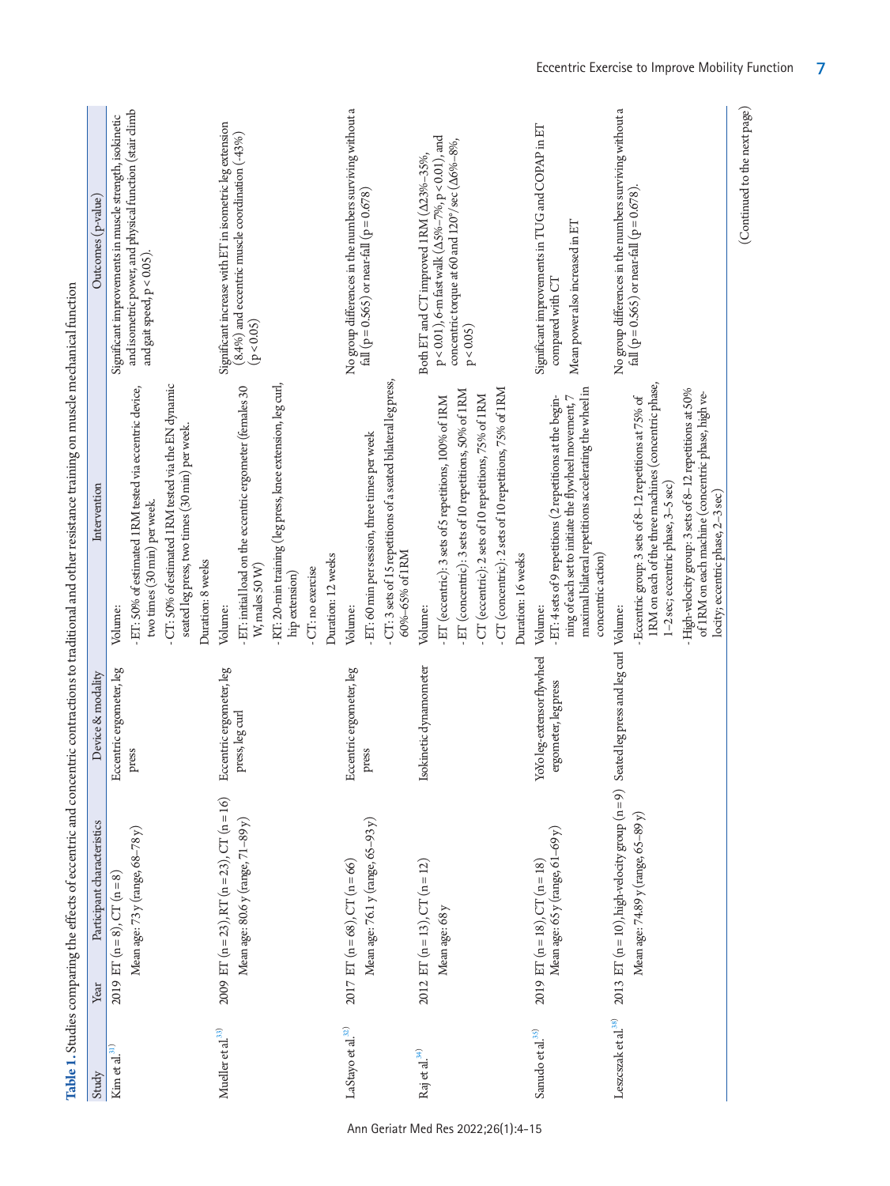**Table 1.** Studies comparing the effects of eccentric and concentric contractions to traditional and other resistance training on muscle mechanical function

| Study | Year | Participant characteristics | Device & modality | Intervention | Outcomes (p-value) |
|---|---|---|---|---|---|
| Kim et al.[31] | 2019 | ET (n=8), CT (n=8)<br>Mean age: 73 y (range, 68–78 y) | Eccentric ergometer, leg press | Volume:<br>- ET: 50% of estimated 1RM tested via eccentric device, two times (30 min) per week.<br>- CT: 50% of estimated 1RM tested via the EN dynamic seated leg press, two times (30 min) per week.<br>Duration: 8 weeks | Significant improvements in muscle strength, isokinetic and isometric power, and physical function (stair climb and gait speed, $p<0.05$). |
| Mueller et al.[33] | 2009 | ET (n=23), RT (n=23), CT (n=16)<br>Mean age: 80.6 y (range, 71–89 y) | Eccentric ergometer, leg press, leg curl | Volume:<br>- ET: initial load on the eccentric ergometer (females 30 W, males 50 W)<br>- RT: 20-min training (leg press, knee extension, leg curl, hip extension)<br>- CT: no exercise<br>Duration: 12 weeks | Significant increase with ET in isometric leg extension (8.4%) and eccentric muscle coordination (-43%) ($p<0.05$) |
| LaStayo et al.[32] | 2017 | ET (n=68), CT (n=66)<br>Mean age: 76.1 y (range, 65–93 y) | Eccentric ergometer, leg press | Volume:<br>- ET: 60 min per session, three times per week<br>- CT: 3 sets of 15 repetitions of a seated bilateral leg press, 60%–65% of 1RM | No group differences in the numbers surviving without a fall ($p=0.565$) or near-fall ($p=0.678$) |
| Raj et al.[34] | 2012 | ET (n=13), CT (n=12)<br>Mean age: 68 y | Isokinetic dynamometer | Volume:<br>- ET (eccentric): 3 sets of 5 repetitions, 100% of 1RM<br>- ET (concentric): 3 sets of 10 repetitions, 50% of 1RM<br>- CT (eccentric): 2 sets of 10 repetitions, 75% of 1RM<br>- CT (concentric): 2 sets of 10 repetitions, 75% of 1RM<br>Duration: 16 weeks | Both ET and CT improved 1RM (Δ23%–35%, $p<0.01$), 6-m fast walk (Δ5%–7%, $p<0.01$), and concentric torque at 60 and 120°/sec (Δ6%–8%, $p<0.05$) |
| Sanudo et al.[35] | 2019 | ET (n=18), CT (n=18)<br>Mean age: 65 y (range, 61–69 y) | YoYo leg-extensor flywheel ergometer, leg press | Volume:<br>- ET: 4 sets of 9 repetitions (2 repetitions at the beginning of each set to initiate the flywheel movement, 7 maximal bilateral repetitions accelerating the wheel in concentric action) | Significant improvements in TUG and COPAP in ET compared with CT<br>Mean power also increased in ET |
| Leszczak et al.[38] | 2013 | ET (n=10), high-velocity group (n=9)<br>Mean age: 74.89 y (range, 65–89 y) | Seated leg press and leg curl | Volume:<br>- Eccentric group: 3 sets of 8–12 repetitions at 75% of 1RM on each of the three machines (concentric phase, 1–2 sec; eccentric phase, 3–5 sec)<br>- High-velocity group: 3 sets of 8–12 repetitions at 50% of 1RM on each machine (concentric phase, high velocity; eccentric phase, 2–3 sec) | No group differences in the numbers surviving without a fall ($p=0.565$) or near-fall ($p=0.678$). |

(Continued to the next page)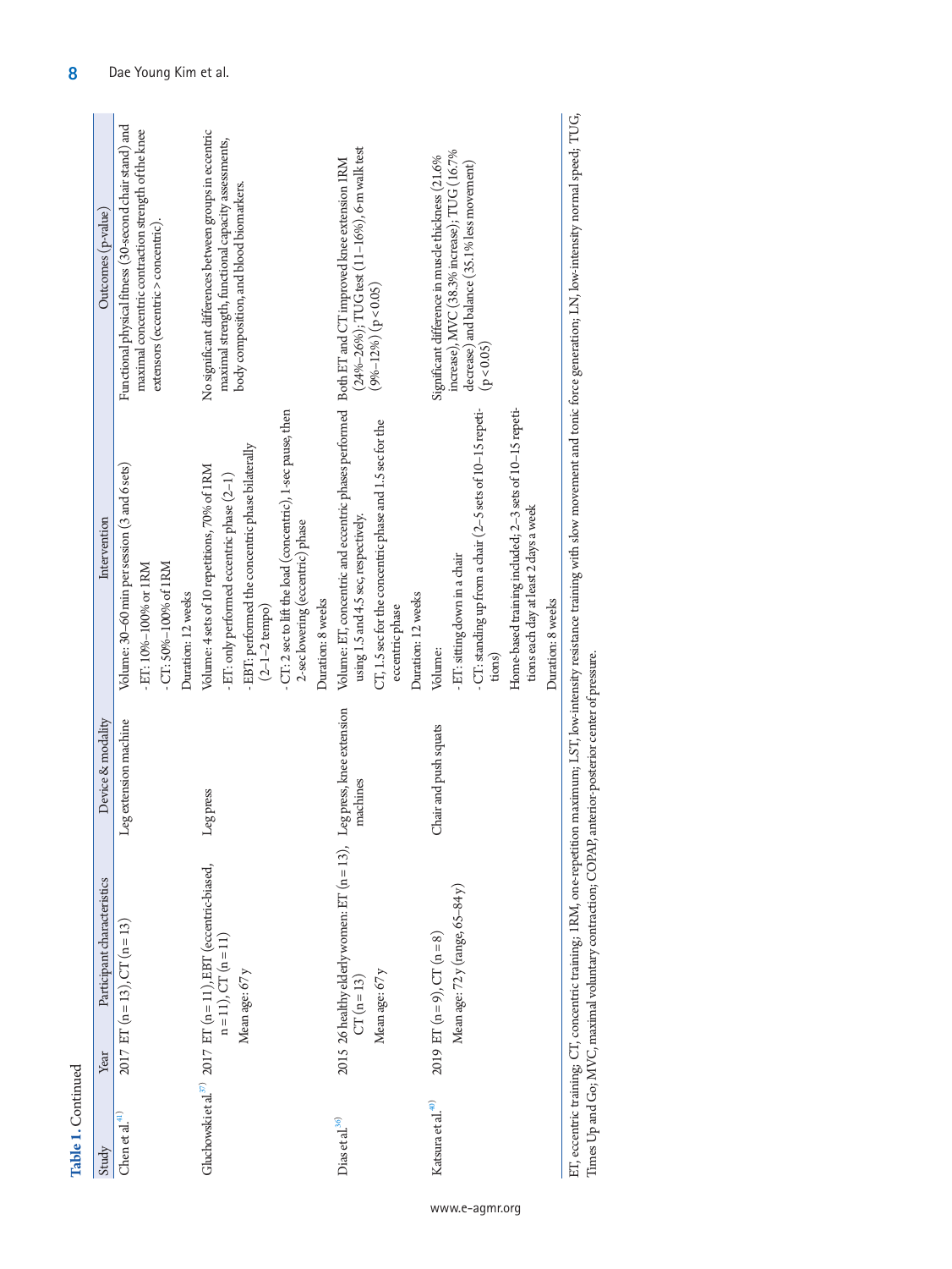**Table 1.** Continued

| Study | Year | Participant characteristics | Device & modality | Intervention | Outcomes (p-value) |
|---|---|---|---|---|---|
| Chen et al.[41] | 2017 | ET (n=13), CT (n=13) | Leg extension machine | Volume: 30–60 min per session (3 and 6 sets)<br>- ET: 10%–100% or 1RM<br>- CT: 50%–100% of 1RM<br>Duration: 12 weeks | Functional physical fitness (30-second chair stand) and maximal concentric contraction strength of the knee extensors (eccentric > concentric). |
| Gluchowski et al.[37] | 2017 | ET (n=11), EBT (eccentric-biased, n=11), CT (n=11)<br>Mean age: 67 y | Leg press | Volume: 4 sets of 10 repetitions, 70% of 1RM<br>- ET: only performed eccentric phase (2–1)<br>- EBT: performed the concentric phase bilaterally (2–1–2 tempo)<br>- CT: 2 sec to lift the load (concentric), 1-sec pause, then 2-sec lowering (eccentric) phase<br>Duration: 8 weeks | No significant differences between groups in eccentric maximal strength, functional capacity assessments, body composition, and blood biomarkers. |
| Dias et al.[36] | 2015 | 26 healthy elderly women: ET (n=13), CT (n=13)<br>Mean age: 67 y | Leg press, knee extension machines | Volume: ET, concentric and eccentric phases performed using 1.5 and 4.5 sec, respectively.<br>CT, 1.5 sec for the concentric phase and 1.5 sec for the eccentric phase<br>Duration: 12 weeks | Both ET and CT improved knee extension 1RM (24%–26%); TUG test (11–16%), 6-m walk test (9%–12%) ($p<0.05$) |
| Katsura et al.[40] | 2019 | ET (n=9), CT (n=8)<br>Mean age: 72 y (range, 65–84 y) | Chair and push squats | Volume:<br>- ET: sitting down in a chair<br>- CT: standing up from a chair (2–5 sets of 10–15 repetitions)<br>Home-based training included; 2–3 sets of 10–15 repetitions each day at least 2 days a week<br>Duration: 8 weeks | Significant difference in muscle thickness (21.6% increase), MVC (38.3% increase); TUG (16.7% decrease) and balance (35.1% less movement) ($p<0.05$) |

ET, eccentric training; CT, concentric training; 1RM, one-repetition maximum; LST, low-intensity resistance training with slow movement and tonic force generation; LN, low-intensity normal speed; TUG, Times Up and Go; MVC, maximal voluntary contraction; COPAP, anterior-posterior center of pressure.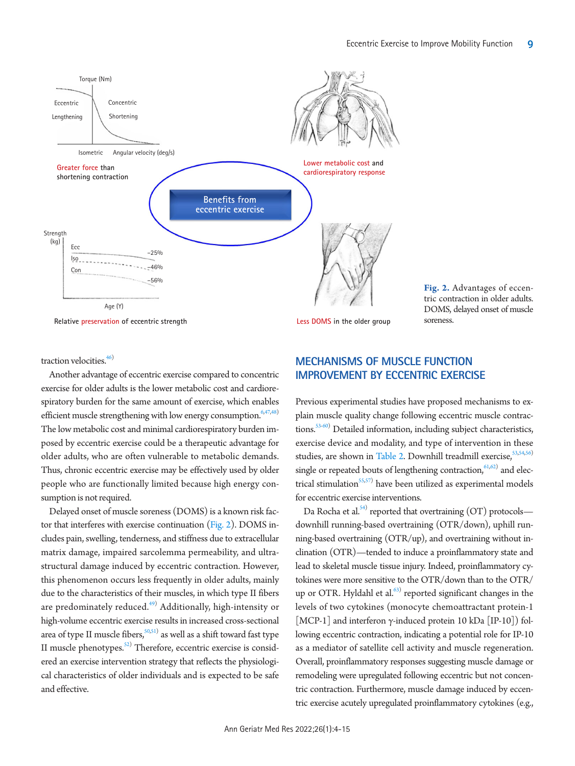Fig. 2. Advantages of eccentric contraction in older adults. DOMS, delayed onset of muscle soreness.

traction velocities.[46]

Another advantage of eccentric exercise compared to concentric exercise for older adults is the lower metabolic cost and cardiorespiratory burden for the same amount of exercise, which enables efficient muscle strengthening with low energy consumption.[6,47,48] The low metabolic cost and minimal cardiorespiratory burden imposed by eccentric exercise could be a therapeutic advantage for older adults, who are often vulnerable to metabolic demands. Thus, chronic eccentric exercise may be effectively used by older people who are functionally limited because high energy consumption is not required.

Delayed onset of muscle soreness (DOMS) is a known risk factor that interferes with exercise continuation (Fig. 2). DOMS includes pain, swelling, tenderness, and stiffness due to extracellular matrix damage, impaired sarcolemma permeability, and ultrastructural damage induced by eccentric contraction. However, this phenomenon occurs less frequently in older adults, mainly due to the characteristics of their muscles, in which type II fibers are predominately reduced.[49] Additionally, high-intensity or high-volume eccentric exercise results in increased cross-sectional area of type II muscle fibers,[50,51] as well as a shift toward fast type II muscle phenotypes.[52] Therefore, eccentric exercise is considered an exercise intervention strategy that reflects the physiological characteristics of older individuals and is expected to be safe and effective.

## MECHANISMS OF MUSCLE FUNCTION IMPROVEMENT BY ECCENTRIC EXERCISE

Previous experimental studies have proposed mechanisms to explain muscle quality change following eccentric muscle contractions.[53-60] Detailed information, including subject characteristics, exercise device and modality, and type of intervention in these studies, are shown in Table 2. Downhill treadmill exercise,[53,54,56] single or repeated bouts of lengthening contraction,[61,62] and electrical stimulation[55,57] have been utilized as experimental models for eccentric exercise interventions.

Da Rocha et al.[54] reported that overtraining (OT) protocols—downhill running-based overtraining (OTR/down), uphill running-based overtraining (OTR/up), and overtraining without inclination (OTR)—tended to induce a proinflammatory state and lead to skeletal muscle tissue injury. Indeed, proinflammatory cytokines were more sensitive to the OTR/down than to the OTR/up or OTR. Hyldahl et al.[63] reported significant changes in the levels of two cytokines (monocyte chemoattractant protein-1 [MCP-1] and interferon γ-induced protein 10 kDa [IP-10]) following eccentric contraction, indicating a potential role for IP-10 as a mediator of satellite cell activity and muscle regeneration. Overall, proinflammatory responses suggesting muscle damage or remodeling were upregulated following eccentric but not concentric contraction. Furthermore, muscle damage induced by eccentric exercise acutely upregulated proinflammatory cytokines (e.g.,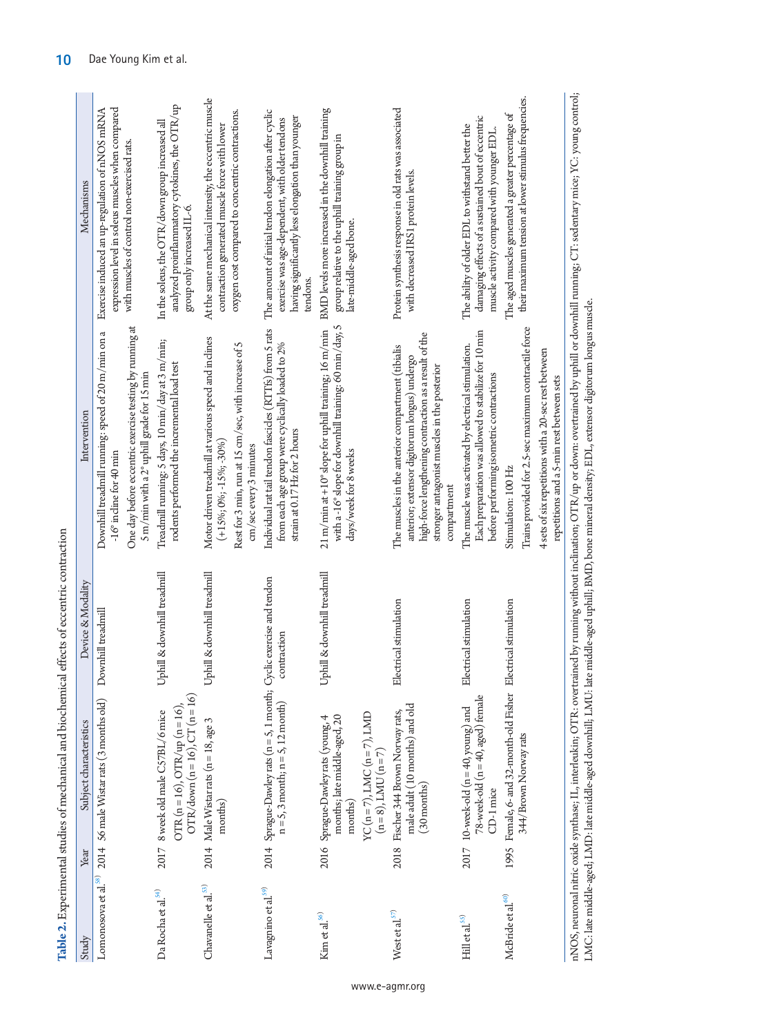**Table 2.** Experimental studies of mechanical and biochemical effects of eccentric contraction

| Study | Year | Subject characteristics | Device & Modality | Intervention | Mechanisms |
|---|---|---|---|---|---|
| Lomonosova et al.[58] | 2014 | 56 male Wistar rats (3 months old) | Downhill treadmill | Downhill treadmill running: speed of 20 m/min on a -16° incline for 40 min<br>One day before eccentric exercise testing by running at 5 m/min with a 2° uphill grade for 15 min | Exercise induced an up-regulation of nNOS mRNA expression level in soleus muscles when compared with muscles of control non-exercised rats. |
| Da Rocha et al.[54] | 2017 | 8 week old male C57BL/6 mice<br>OTR (n=16), OTR/up (n=16), OTR/down (n=16), CT (n=16) | Uphill & downhill treadmill | Treadmill running: 5 days, 10 min/day at 3 m/min; rodents performed the incremental load test | In the soleus, the OTR/down group increased all analyzed proinflammatory cytokines, the OTR/up group only increased IL-6. |
| Chavanelle et al.[53] | 2014 | Male Wistar rats (n=18, age 3 months) | Uphill & downhill treadmill | Motor driven treadmill at various speed and inclines (+15%; 0%; -15%; -30%)<br>Rest for 3 min, run at 15 cm/sec, with increase of 5 cm/sec every 3 minutes | At the same mechanical intensity, the eccentric muscle contraction generated muscle force with lower oxygen cost compared to concentric contractions. |
| Lavagnino et al.[59] | 2014 | Sprague-Dawley rats (n=5, 1 month; n=5, 3 month; n=5, 12 month) | Cyclic exercise and tendon contraction | Individual rat tail tendon fascicles (RTTFs) from 5 rats from each age group were cyclically loaded to 2% strain at 0.17 Hz for 2 hours | The amount of initial tendon elongation after cyclic exercise was age-dependent, with older tendons having significantly less elongation than younger tendons. |
| Kim et al.[56] | 2016 | Sprague-Dawley rats (young, 4 months; late middle-aged, 20 months)<br>YC (n=7), LMC (n=7), LMD (n=8), LMU (n=7) | Uphill & downhill treadmill | 21 m/min at +10° slope for uphill training; 16 m/min with a -16° slope for downhill training; 60 min/day, 5 days/week for 8 weeks | BMD levels more increased in the downhill training group relative to the uphill training group in late-middle-aged bone. |
| West et al.[57] | 2018 | Fischer 344 Brown Norway rats, male adult (10 months) and old (30 months) | Electrical stimulation | The muscles in the anterior compartment (tibialis anterior; extensor digitorum longus) undergo high-force lengthening contraction as a result of the stronger antagonist muscles in the posterior compartment | Protein synthesis response in old rats was associated with decreased IRS1 protein levels. |
| Hill et al.[55] | 2017 | 10-week-old (n=40, young) and 78-week-old (n=40, aged) female CD-1 mice | Electrical stimulation | The muscle was activated by electrical stimulation. Each preparation was allowed to stabilize for 10 min before performing isometric contractions | The ability of older EDL to withstand better the damaging effects of a sustained bout of eccentric muscle activity compared with younger EDL. |
| McBride et al.[60] | 1995 | Female 6- and 32-month-old Fisher 344/Brown Norway rats | Electrical stimulation | Stimulation: 100 Hz<br>Trains provided for 2.5-sec maximum contractile force<br>4 sets of six repetitions with a 20-sec rest between repetitions and a 5-min rest between sets | The aged muscles generated a greater percentage of their maximum tension at lower stimulus frequencies. |

nNOS, neuronal nitric oxide synthase; IL, interleukin; OTR: overtrained by running without inclination; OTR/up or down: overtrained by uphill or downhill running; CT: sedentary mice; YC: young control; LMC: late middle-aged; LMD: late middle-aged downhill; LMU: late middle-aged uphill; BMD, bone mineral density; EDL, extensor digitorum longus muscle.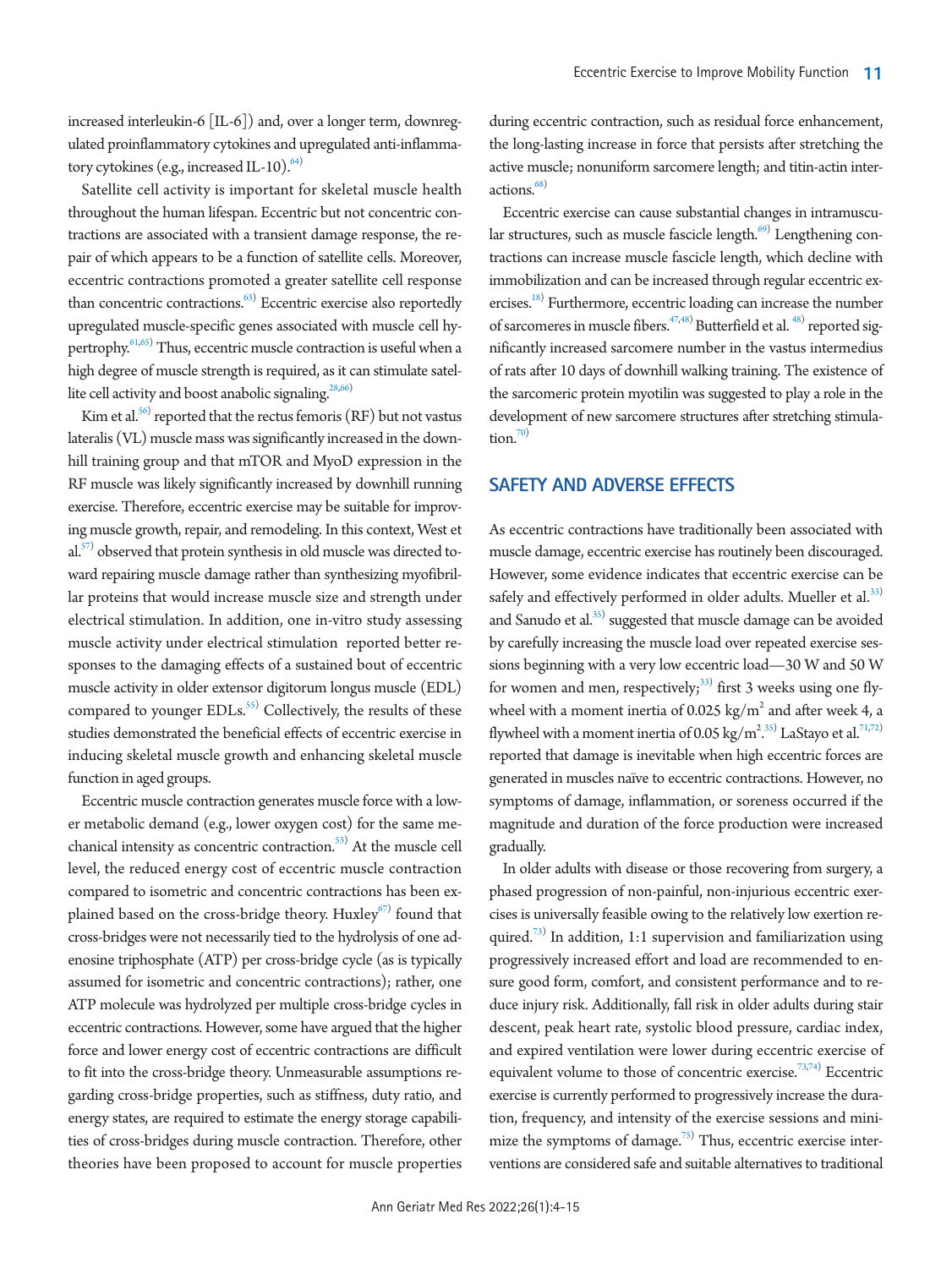increased interleukin-6 [IL-6]) and, over a longer term, downregulated proinflammatory cytokines and upregulated anti-inflammatory cytokines (e.g., increased IL-10).[64]

Satellite cell activity is important for skeletal muscle health throughout the human lifespan. Eccentric but not concentric contractions are associated with a transient damage response, the repair of which appears to be a function of satellite cells. Moreover, eccentric contractions promoted a greater satellite cell response than concentric contractions.[63] Eccentric exercise also reportedly upregulated muscle-specific genes associated with muscle cell hypertrophy.[61,65] Thus, eccentric muscle contraction is useful when a high degree of muscle strength is required, as it can stimulate satellite cell activity and boost anabolic signaling.[28,66]

Kim et al.[56] reported that the rectus femoris (RF) but not vastus lateralis (VL) muscle mass was significantly increased in the downhill training group and that mTOR and MyoD expression in the RF muscle was likely significantly increased by downhill running exercise. Therefore, eccentric exercise may be suitable for improving muscle growth, repair, and remodeling. In this context, West et al.[57] observed that protein synthesis in old muscle was directed toward repairing muscle damage rather than synthesizing myofibrillar proteins that would increase muscle size and strength under electrical stimulation. In addition, one in-vitro study assessing muscle activity under electrical stimulation reported better responses to the damaging effects of a sustained bout of eccentric muscle activity in older extensor digitorum longus muscle (EDL) compared to younger EDLs.[55] Collectively, the results of these studies demonstrated the beneficial effects of eccentric exercise in inducing skeletal muscle growth and enhancing skeletal muscle function in aged groups.

Eccentric muscle contraction generates muscle force with a lower metabolic demand (e.g., lower oxygen cost) for the same mechanical intensity as concentric contraction.[53] At the muscle cell level, the reduced energy cost of eccentric muscle contraction compared to isometric and concentric contractions has been explained based on the cross-bridge theory. Huxley[67] found that cross-bridges were not necessarily tied to the hydrolysis of one adenosine triphosphate (ATP) per cross-bridge cycle (as is typically assumed for isometric and concentric contractions); rather, one ATP molecule was hydrolyzed per multiple cross-bridge cycles in eccentric contractions. However, some have argued that the higher force and lower energy cost of eccentric contractions are difficult to fit into the cross-bridge theory. Unmeasurable assumptions regarding cross-bridge properties, such as stiffness, duty ratio, and energy states, are required to estimate the energy storage capabilities of cross-bridges during muscle contraction. Therefore, other theories have been proposed to account for muscle properties during eccentric contraction, such as residual force enhancement, the long-lasting increase in force that persists after stretching the active muscle; nonuniform sarcomere length; and titin-actin interactions.[68]

Eccentric exercise can cause substantial changes in intramuscular structures, such as muscle fascicle length.[69] Lengthening contractions can increase muscle fascicle length, which decline with immobilization and can be increased through regular eccentric exercises.[18] Furthermore, eccentric loading can increase the number of sarcomeres in muscle fibers.[47,48] Butterfield et al.[48] reported significantly increased sarcomere number in the vastus intermedius of rats after 10 days of downhill walking training. The existence of the sarcomeric protein myotilin was suggested to play a role in the development of new sarcomere structures after stretching stimulation.[70]

## SAFETY AND ADVERSE EFFECTS

As eccentric contractions have traditionally been associated with muscle damage, eccentric exercise has routinely been discouraged. However, some evidence indicates that eccentric exercise can be safely and effectively performed in older adults. Mueller et al.[33] and Sanudo et al.[35] suggested that muscle damage can be avoided by carefully increasing the muscle load over repeated exercise sessions beginning with a very low eccentric load—30 W and 50 W for women and men, respectively;[33] first 3 weeks using one flywheel with a moment inertia of 0.025 kg/m$^2$ and after week 4, a flywheel with a moment inertia of 0.05 kg/m$^2$.[35] LaStayo et al.[71,72] reported that damage is inevitable when high eccentric forces are generated in muscles naïve to eccentric contractions. However, no symptoms of damage, inflammation, or soreness occurred if the magnitude and duration of the force production were increased gradually.

In older adults with disease or those recovering from surgery, a phased progression of non-painful, non-injurious eccentric exercises is universally feasible owing to the relatively low exertion required.[73] In addition, 1:1 supervision and familiarization using progressively increased effort and load are recommended to ensure good form, comfort, and consistent performance and to reduce injury risk. Additionally, fall risk in older adults during stair descent, peak heart rate, systolic blood pressure, cardiac index, and expired ventilation were lower during eccentric exercise of equivalent volume to those of concentric exercise.[73,74] Eccentric exercise is currently performed to progressively increase the duration, frequency, and intensity of the exercise sessions and minimize the symptoms of damage.[75] Thus, eccentric exercise interventions are considered safe and suitable alternatives to traditional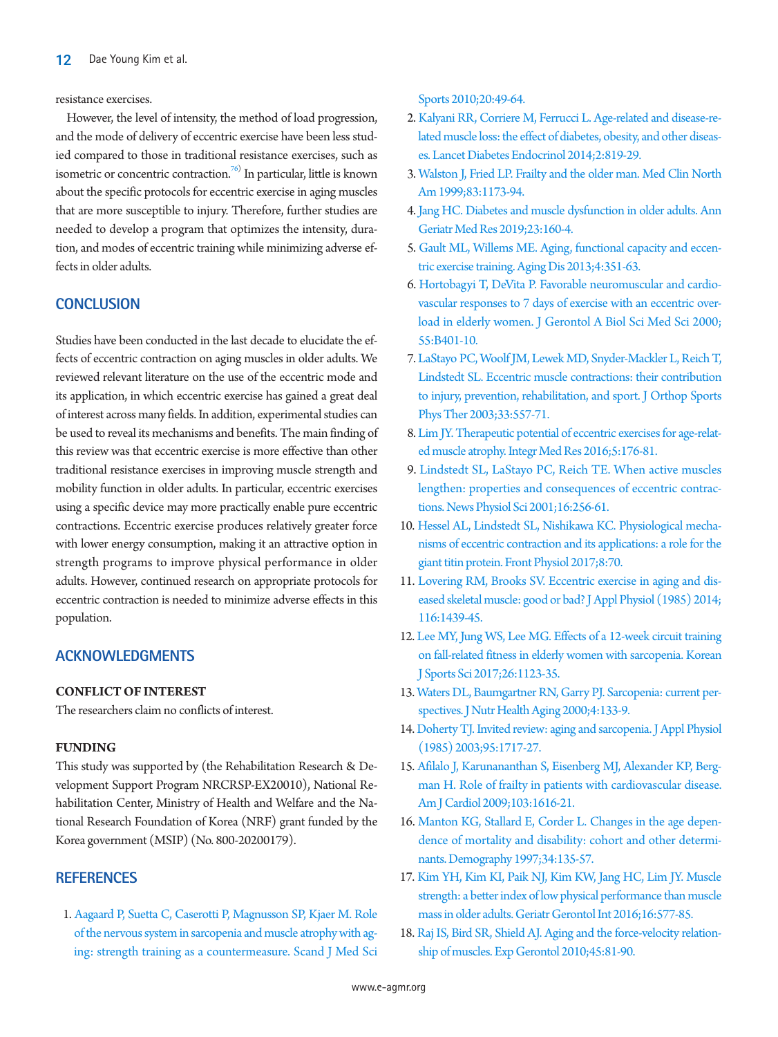resistance exercises.

However, the level of intensity, the method of load progression, and the mode of delivery of eccentric exercise have been less studied compared to those in traditional resistance exercises, such as isometric or concentric contraction.[76] In particular, little is known about the specific protocols for eccentric exercise in aging muscles that are more susceptible to injury. Therefore, further studies are needed to develop a program that optimizes the intensity, duration, and modes of eccentric training while minimizing adverse effects in older adults.

## CONCLUSION

Studies have been conducted in the last decade to elucidate the effects of eccentric contraction on aging muscles in older adults. We reviewed relevant literature on the use of the eccentric mode and its application, in which eccentric exercise has gained a great deal of interest across many fields. In addition, experimental studies can be used to reveal its mechanisms and benefits. The main finding of this review was that eccentric exercise is more effective than other traditional resistance exercises in improving muscle strength and mobility function in older adults. In particular, eccentric exercises using a specific device may more practically enable pure eccentric contractions. Eccentric exercise produces relatively greater force with lower energy consumption, making it an attractive option in strength programs to improve physical performance in older adults. However, continued research on appropriate protocols for eccentric contraction is needed to minimize adverse effects in this population.

## ACKNOWLEDGMENTS

### CONFLICT OF INTEREST

The researchers claim no conflicts of interest.

### FUNDING

This study was supported by (the Rehabilitation Research & Development Support Program NRCRSP-EX20010), National Rehabilitation Center, Ministry of Health and Welfare and the National Research Foundation of Korea (NRF) grant funded by the Korea government (MSIP) (No. 800-20200179).

## REFERENCES

1. Aagaard P, Suetta C, Caserotti P, Magnusson SP, Kjaer M. Role of the nervous system in sarcopenia and muscle atrophy with aging: strength training as a countermeasure. Scand J Med Sci Sports 2010;20:49-64.
2. Kalyani RR, Corriere M, Ferrucci L. Age-related and disease-related muscle loss: the effect of diabetes, obesity, and other diseases. Lancet Diabetes Endocrinol 2014;2:819-29.
3. Walston J, Fried LP. Frailty and the older man. Med Clin North Am 1999;83:1173-94.
4. Jang HC. Diabetes and muscle dysfunction in older adults. Ann Geriatr Med Res 2019;23:160-4.
5. Gault ML, Willems ME. Aging, functional capacity and eccentric exercise training. Aging Dis 2013;4:351-63.
6. Hortobagyi T, DeVita P. Favorable neuromuscular and cardiovascular responses to 7 days of exercise with an eccentric overload in elderly women. J Gerontol A Biol Sci Med Sci 2000;55:B401-10.
7. LaStayo PC, Woolf JM, Lewek MD, Snyder-Mackler L, Reich T, Lindstedt SL. Eccentric muscle contractions: their contribution to injury, prevention, rehabilitation, and sport. J Orthop Sports Phys Ther 2003;33:557-71.
8. Lim JY. Therapeutic potential of eccentric exercises for age-related muscle atrophy. Integr Med Res 2016;5:176-81.
9. Lindstedt SL, LaStayo PC, Reich TE. When active muscles lengthen: properties and consequences of eccentric contractions. News Physiol Sci 2001;16:256-61.
10. Hessel AL, Lindstedt SL, Nishikawa KC. Physiological mechanisms of eccentric contraction and its applications: a role for the giant titin protein. Front Physiol 2017;8:70.
11. Lovering RM, Brooks SV. Eccentric exercise in aging and diseased skeletal muscle: good or bad? J Appl Physiol (1985) 2014;116:1439-45.
12. Lee MY, Jung WS, Lee MG. Effects of a 12-week circuit training on fall-related fitness in elderly women with sarcopenia. Korean J Sports Sci 2017;26:1123-35.
13. Waters DL, Baumgartner RN, Garry PJ. Sarcopenia: current perspectives. J Nutr Health Aging 2000;4:133-9.
14. Doherty TJ. Invited review: aging and sarcopenia. J Appl Physiol (1985) 2003;95:1717-27.
15. Afilalo J, Karunananthan S, Eisenberg MJ, Alexander KP, Bergman H. Role of frailty in patients with cardiovascular disease. Am J Cardiol 2009;103:1616-21.
16. Manton KG, Stallard E, Corder L. Changes in the age dependence of mortality and disability: cohort and other determinants. Demography 1997;34:135-57.
17. Kim YH, Kim KI, Paik NJ, Kim KW, Jang HC, Lim JY. Muscle strength: a better index of low physical performance than muscle mass in older adults. Geriatr Gerontol Int 2016;16:577-85.
18. Raj IS, Bird SR, Shield AJ. Aging and the force-velocity relationship of muscles. Exp Gerontol 2010;45:81-90.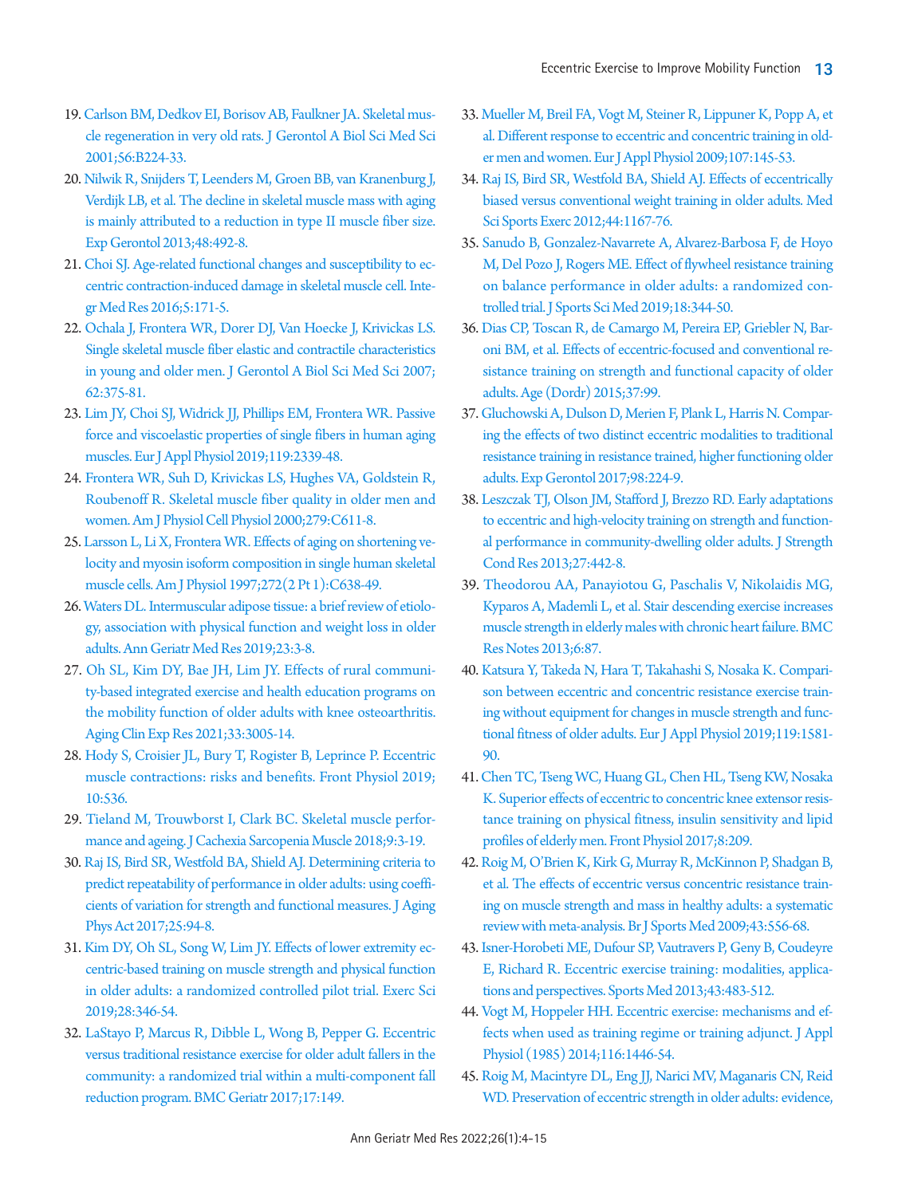19. Carlson BM, Dedkov EI, Borisov AB, Faulkner JA. Skeletal muscle regeneration in very old rats. J Gerontol A Biol Sci Med Sci 2001;56:B224-33.
20. Nilwik R, Snijders T, Leenders M, Groen BB, van Kranenburg J, Verdijk LB, et al. The decline in skeletal muscle mass with aging is mainly attributed to a reduction in type II muscle fiber size. Exp Gerontol 2013;48:492-8.
21. Choi SJ. Age-related functional changes and susceptibility to eccentric contraction-induced damage in skeletal muscle cell. Integr Med Res 2016;5:171-5.
22. Ochala J, Frontera WR, Dorer DJ, Van Hoecke J, Krivickas LS. Single skeletal muscle fiber elastic and contractile characteristics in young and older men. J Gerontol A Biol Sci Med Sci 2007;62:375-81.
23. Lim JY, Choi SJ, Widrick JJ, Phillips EM, Frontera WR. Passive force and viscoelastic properties of single fibers in human aging muscles. Eur J Appl Physiol 2019;119:2339-48.
24. Frontera WR, Suh D, Krivickas LS, Hughes VA, Goldstein R, Roubenoff R. Skeletal muscle fiber quality in older men and women. Am J Physiol Cell Physiol 2000;279:C611-8.
25. Larsson L, Li X, Frontera WR. Effects of aging on shortening velocity and myosin isoform composition in single human skeletal muscle cells. Am J Physiol 1997;272(2 Pt 1):C638-49.
26. Waters DL. Intermuscular adipose tissue: a brief review of etiology, association with physical function and weight loss in older adults. Ann Geriatr Med Res 2019;23:3-8.
27. Oh SL, Kim DY, Bae JH, Lim JY. Effects of rural community-based integrated exercise and health education programs on the mobility function of older adults with knee osteoarthritis. Aging Clin Exp Res 2021;33:3005-14.
28. Hody S, Croisier JL, Bury T, Rogister B, Leprince P. Eccentric muscle contractions: risks and benefits. Front Physiol 2019;10:536.
29. Tieland M, Trouwborst I, Clark BC. Skeletal muscle performance and ageing. J Cachexia Sarcopenia Muscle 2018;9:3-19.
30. Raj IS, Bird SR, Westfold BA, Shield AJ. Determining criteria to predict repeatability of performance in older adults: using coefficients of variation for strength and functional measures. J Aging Phys Act 2017;25:94-8.
31. Kim DY, Oh SL, Song W, Lim JY. Effects of lower extremity eccentric-based training on muscle strength and physical function in older adults: a randomized controlled pilot trial. Exerc Sci 2019;28:346-54.
32. LaStayo P, Marcus R, Dibble L, Wong B, Pepper G. Eccentric versus traditional resistance exercise for older adult fallers in the community: a randomized trial within a multi-component fall reduction program. BMC Geriatr 2017;17:149.
33. Mueller M, Breil FA, Vogt M, Steiner R, Lippuner K, Popp A, et al. Different response to eccentric and concentric training in older men and women. Eur J Appl Physiol 2009;107:145-53.
34. Raj IS, Bird SR, Westfold BA, Shield AJ. Effects of eccentrically biased versus conventional weight training in older adults. Med Sci Sports Exerc 2012;44:1167-76.
35. Sanudo B, Gonzalez-Navarrete A, Alvarez-Barbosa F, de Hoyo M, Del Pozo J, Rogers ME. Effect of flywheel resistance training on balance performance in older adults: a randomized controlled trial. J Sports Sci Med 2019;18:344-50.
36. Dias CP, Toscan R, de Camargo M, Pereira EP, Griebler N, Baroni BM, et al. Effects of eccentric-focused and conventional resistance training on strength and functional capacity of older adults. Age (Dordr) 2015;37:99.
37. Gluchowski A, Dulson D, Merien F, Plank L, Harris N. Comparing the effects of two distinct eccentric modalities to traditional resistance training in resistance trained, higher functioning older adults. Exp Gerontol 2017;98:224-9.
38. Leszczak TJ, Olson JM, Stafford J, Brezzo RD. Early adaptations to eccentric and high-velocity training on strength and functional performance in community-dwelling older adults. J Strength Cond Res 2013;27:442-8.
39. Theodorou AA, Panayiotou G, Paschalis V, Nikolaidis MG, Kyparos A, Mademli L, et al. Stair descending exercise increases muscle strength in elderly males with chronic heart failure. BMC Res Notes 2013;6:87.
40. Katsura Y, Takeda N, Hara T, Takahashi S, Nosaka K. Comparison between eccentric and concentric resistance exercise training without equipment for changes in muscle strength and functional fitness of older adults. Eur J Appl Physiol 2019;119:1581-90.
41. Chen TC, Tseng WC, Huang GL, Chen HL, Tseng KW, Nosaka K. Superior effects of eccentric to concentric knee extensor resistance training on physical fitness, insulin sensitivity and lipid profiles of elderly men. Front Physiol 2017;8:209.
42. Roig M, O'Brien K, Kirk G, Murray R, McKinnon P, Shadgan B, et al. The effects of eccentric versus concentric resistance training on muscle strength and mass in healthy adults: a systematic review with meta-analysis. Br J Sports Med 2009;43:556-68.
43. Isner-Horobeti ME, Dufour SP, Vautravers P, Geny B, Coudeyre E, Richard R. Eccentric exercise training: modalities, applications and perspectives. Sports Med 2013;43:483-512.
44. Vogt M, Hoppeler HH. Eccentric exercise: mechanisms and effects when used as training regime or training adjunct. J Appl Physiol (1985) 2014;116:1446-54.
45. Roig M, Macintyre DL, Eng JJ, Narici MV, Maganaris CN, Reid WD. Preservation of eccentric strength in older adults: evidence,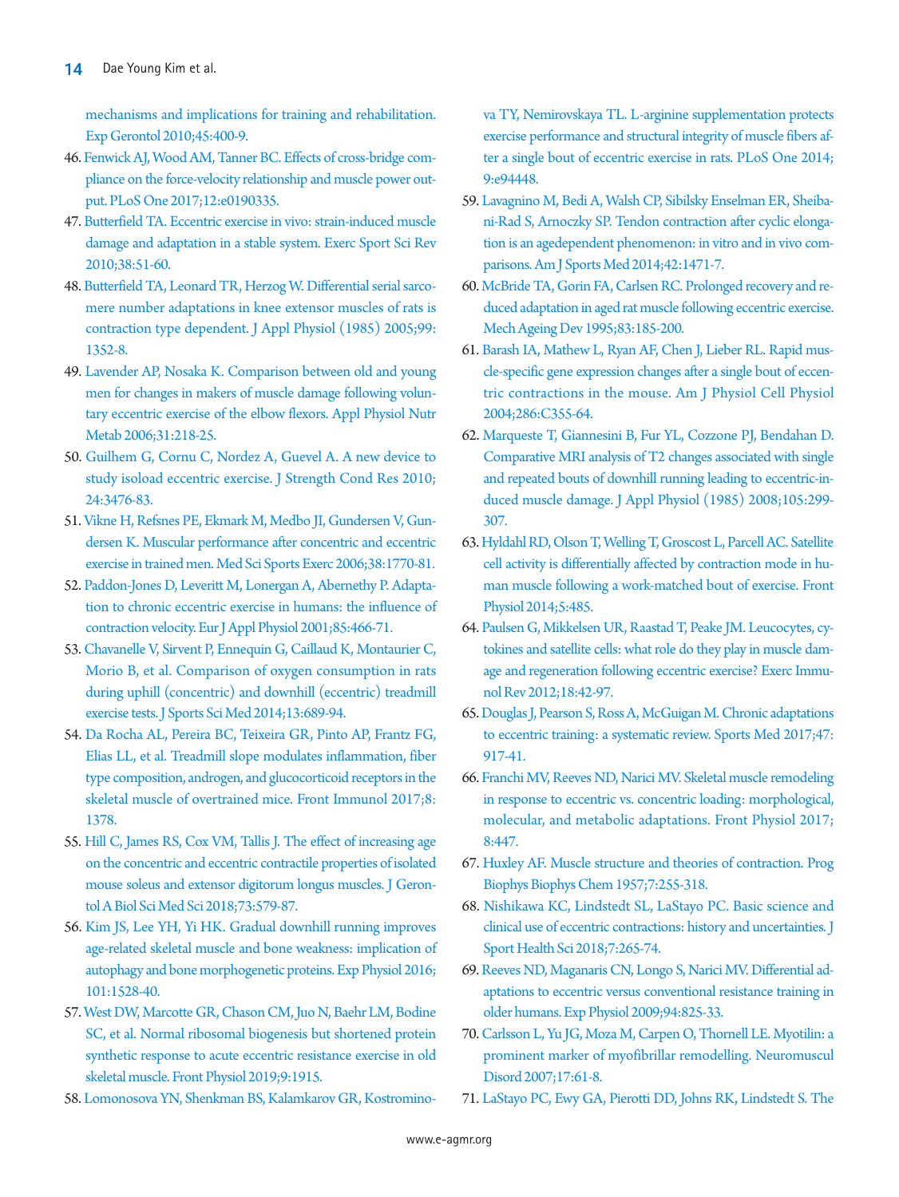mechanisms and implications for training and rehabilitation. Exp Gerontol 2010;45:400-9.

46. Fenwick AJ, Wood AM, Tanner BC. Effects of cross-bridge compliance on the force-velocity relationship and muscle power output. PLoS One 2017;12:e0190335.
47. Butterfield TA. Eccentric exercise in vivo: strain-induced muscle damage and adaptation in a stable system. Exerc Sport Sci Rev 2010;38:51-60.
48. Butterfield TA, Leonard TR, Herzog W. Differential serial sarcomere number adaptations in knee extensor muscles of rats is contraction type dependent. J Appl Physiol (1985) 2005;99:1352-8.
49. Lavender AP, Nosaka K. Comparison between old and young men for changes in makers of muscle damage following voluntary eccentric exercise of the elbow flexors. Appl Physiol Nutr Metab 2006;31:218-25.
50. Guilhem G, Cornu C, Nordez A, Guevel A. A new device to study isoload eccentric exercise. J Strength Cond Res 2010;24:3476-83.
51. Vikne H, Refsnes PE, Ekmark M, Medbo JI, Gundersen V, Gundersen K. Muscular performance after concentric and eccentric exercise in trained men. Med Sci Sports Exerc 2006;38:1770-81.
52. Paddon-Jones D, Leveritt M, Lonergan A, Abernethy P. Adaptation to chronic eccentric exercise in humans: the influence of contraction velocity. Eur J Appl Physiol 2001;85:466-71.
53. Chavanelle V, Sirvent P, Ennequin G, Caillaud K, Montaurier C, Morio B, et al. Comparison of oxygen consumption in rats during uphill (concentric) and downhill (eccentric) treadmill exercise tests. J Sports Sci Med 2014;13:689-94.
54. Da Rocha AL, Pereira BC, Teixeira GR, Pinto AP, Frantz FG, Elias LL, et al. Treadmill slope modulates inflammation, fiber type composition, androgen, and glucocorticoid receptors in the skeletal muscle of overtrained mice. Front Immunol 2017;8:1378.
55. Hill C, James RS, Cox VM, Tallis J. The effect of increasing age on the concentric and eccentric contractile properties of isolated mouse soleus and extensor digitorum longus muscles. J Gerontol A Biol Sci Med Sci 2018;73:579-87.
56. Kim JS, Lee YH, Yi HK. Gradual downhill running improves age-related skeletal muscle and bone weakness: implication of autophagy and bone morphogenetic proteins. Exp Physiol 2016;101:1528-40.
57. West DW, Marcotte GR, Chason CM, Juo N, Baehr LM, Bodine SC, et al. Normal ribosomal biogenesis but shortened protein synthetic response to acute eccentric resistance exercise in old skeletal muscle. Front Physiol 2019;9:1915.
58. Lomonosova YN, Shenkman BS, Kalamkarov GR, Kostrominova TY, Nemirovskaya TL. L-arginine supplementation protects exercise performance and structural integrity of muscle fibers after a single bout of eccentric exercise in rats. PLoS One 2014;9:e94448.
59. Lavagnino M, Bedi A, Walsh CP, Sibilsky Enselman ER, Sheibani-Rad S, Arnoczky SP. Tendon contraction after cyclic elongation is an agedependent phenomenon: in vitro and in vivo comparisons. Am J Sports Med 2014;42:1471-7.
60. McBride TA, Gorin FA, Carlsen RC. Prolonged recovery and reduced adaptation in aged rat muscle following eccentric exercise. Mech Ageing Dev 1995;83:185-200.
61. Barash IA, Mathew L, Ryan AF, Chen J, Lieber RL. Rapid muscle-specific gene expression changes after a single bout of eccentric contractions in the mouse. Am J Physiol Cell Physiol 2004;286:C355-64.
62. Marqueste T, Giannesini B, Fur YL, Cozzone PJ, Bendahan D. Comparative MRI analysis of T2 changes associated with single and repeated bouts of downhill running leading to eccentric-induced muscle damage. J Appl Physiol (1985) 2008;105:299-307.
63. Hyldahl RD, Olson T, Welling T, Groscost L, Parcell AC. Satellite cell activity is differentially affected by contraction mode in human muscle following a work-matched bout of exercise. Front Physiol 2014;5:485.
64. Paulsen G, Mikkelsen UR, Raastad T, Peake JM. Leucocytes, cytokines and satellite cells: what role do they play in muscle damage and regeneration following eccentric exercise? Exerc Immunol Rev 2012;18:42-97.
65. Douglas J, Pearson S, Ross A, McGuigan M. Chronic adaptations to eccentric training: a systematic review. Sports Med 2017;47:917-41.
66. Franchi MV, Reeves ND, Narici MV. Skeletal muscle remodeling in response to eccentric vs. concentric loading: morphological, molecular, and metabolic adaptations. Front Physiol 2017;8:447.
67. Huxley AF. Muscle structure and theories of contraction. Prog Biophys Biophys Chem 1957;7:255-318.
68. Nishikawa KC, Lindstedt SL, LaStayo PC. Basic science and clinical use of eccentric contractions: history and uncertainties. J Sport Health Sci 2018;7:265-74.
69. Reeves ND, Maganaris CN, Longo S, Narici MV. Differential adaptations to eccentric versus conventional resistance training in older humans. Exp Physiol 2009;94:825-33.
70. Carlsson L, Yu JG, Moza M, Carpen O, Thornell LE. Myotilin: a prominent marker of myofibrillar remodelling. Neuromuscul Disord 2007;17:61-8.
71. LaStayo PC, Ewy GA, Pierotti DD, Johns RK, Lindstedt S. The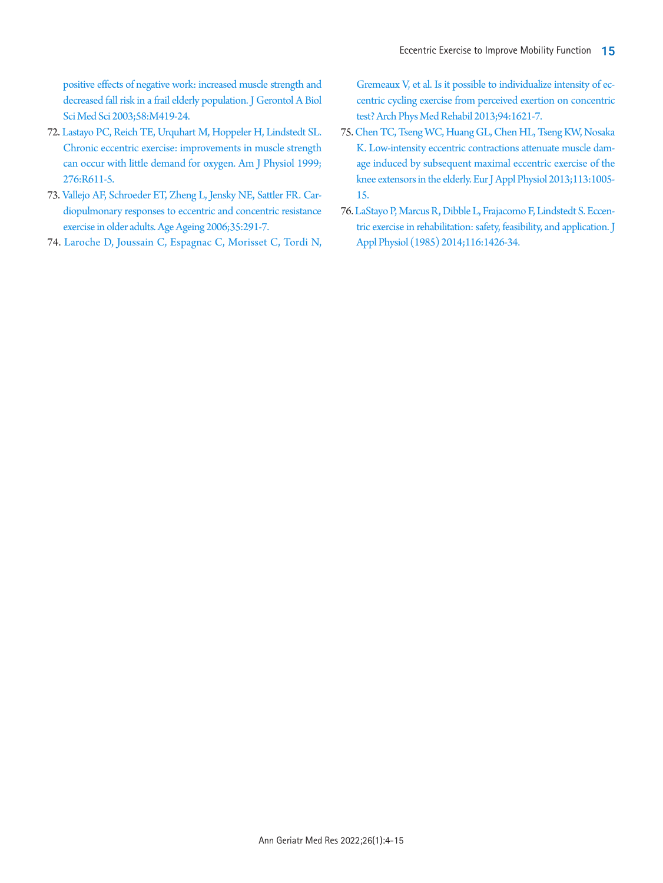positive effects of negative work: increased muscle strength and decreased fall risk in a frail elderly population. J Gerontol A Biol Sci Med Sci 2003;58:M419-24.

72. Lastayo PC, Reich TE, Urquhart M, Hoppeler H, Lindstedt SL. Chronic eccentric exercise: improvements in muscle strength can occur with little demand for oxygen. Am J Physiol 1999; 276:R611-5.
73. Vallejo AF, Schroeder ET, Zheng L, Jensky NE, Sattler FR. Cardiopulmonary responses to eccentric and concentric resistance exercise in older adults. Age Ageing 2006;35:291-7.
74. Laroche D, Joussain C, Espagnac C, Morisset C, Tordi N, Gremeaux V, et al. Is it possible to individualize intensity of eccentric cycling exercise from perceived exertion on concentric test? Arch Phys Med Rehabil 2013;94:1621-7.
75. Chen TC, Tseng WC, Huang GL, Chen HL, Tseng KW, Nosaka K. Low-intensity eccentric contractions attenuate muscle damage induced by subsequent maximal eccentric exercise of the knee extensors in the elderly. Eur J Appl Physiol 2013;113:1005-15.
76. LaStayo P, Marcus R, Dibble L, Frajacomo F, Lindstedt S. Eccentric exercise in rehabilitation: safety, feasibility, and application. J Appl Physiol (1985) 2014;116:1426-34.